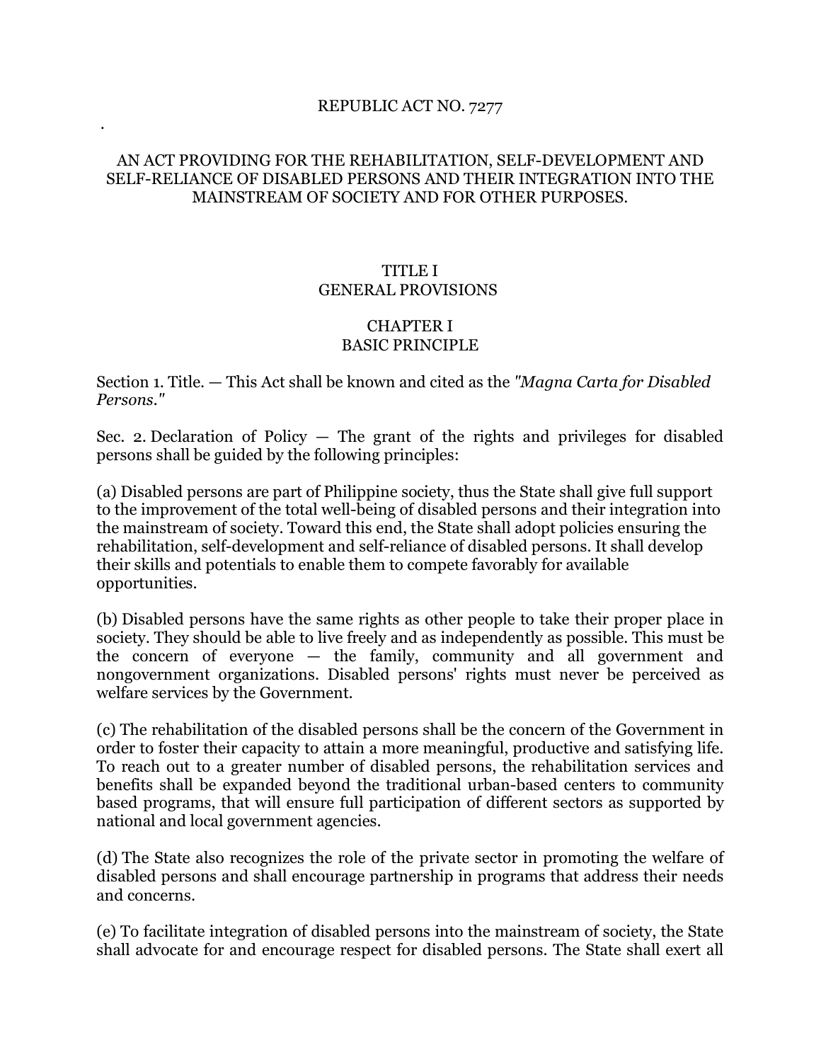# REPUBLIC ACT NO. 7277

## AN ACT PROVIDING FOR THE REHABILITATION, SELF-DEVELOPMENT AND SELF-RELIANCE OF DISABLED PERSONS AND THEIR INTEGRATION INTO THE MAINSTREAM OF SOCIETY AND FOR OTHER PURPOSES.

## TITLE I
## GENERAL PROVISIONS

### CHAPTER I
### BASIC PRINCIPLE

Section 1. Title. — This Act shall be known and cited as the *"Magna Carta for Disabled Persons."*

Sec. 2. Declaration of Policy — The grant of the rights and privileges for disabled persons shall be guided by the following principles:

(a) Disabled persons are part of Philippine society, thus the State shall give full support to the improvement of the total well-being of disabled persons and their integration into the mainstream of society. Toward this end, the State shall adopt policies ensuring the rehabilitation, self-development and self-reliance of disabled persons. It shall develop their skills and potentials to enable them to compete favorably for available opportunities.

(b) Disabled persons have the same rights as other people to take their proper place in society. They should be able to live freely and as independently as possible. This must be the concern of everyone — the family, community and all government and nongovernment organizations. Disabled persons' rights must never be perceived as welfare services by the Government.

(c) The rehabilitation of the disabled persons shall be the concern of the Government in order to foster their capacity to attain a more meaningful, productive and satisfying life. To reach out to a greater number of disabled persons, the rehabilitation services and benefits shall be expanded beyond the traditional urban-based centers to community based programs, that will ensure full participation of different sectors as supported by national and local government agencies.

(d) The State also recognizes the role of the private sector in promoting the welfare of disabled persons and shall encourage partnership in programs that address their needs and concerns.

(e) To facilitate integration of disabled persons into the mainstream of society, the State shall advocate for and encourage respect for disabled persons. The State shall exert all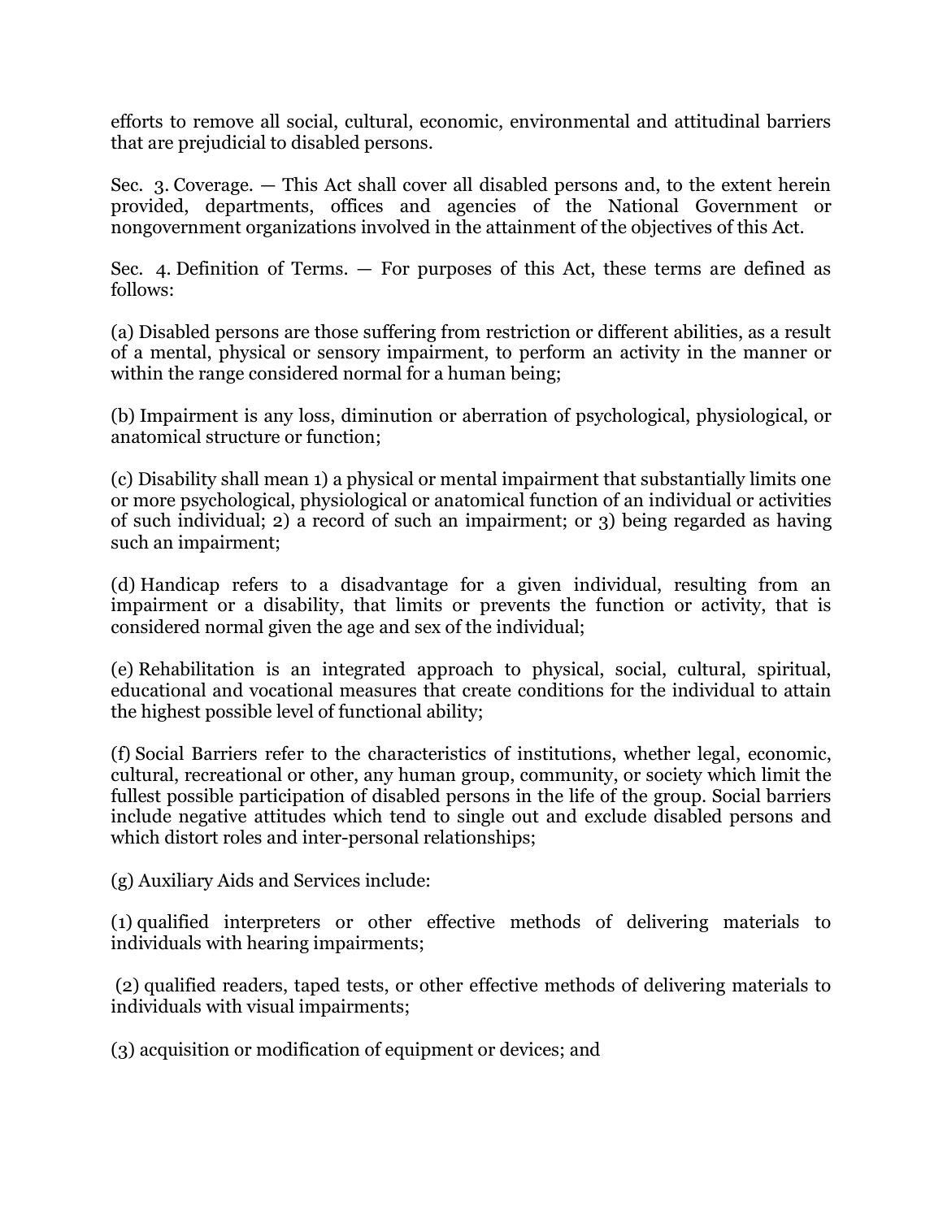efforts to remove all social, cultural, economic, environmental and attitudinal barriers that are prejudicial to disabled persons.

Sec. 3. Coverage. — This Act shall cover all disabled persons and, to the extent herein provided, departments, offices and agencies of the National Government or nongovernment organizations involved in the attainment of the objectives of this Act.

Sec. 4. Definition of Terms. — For purposes of this Act, these terms are defined as follows:

(a) Disabled persons are those suffering from restriction or different abilities, as a result of a mental, physical or sensory impairment, to perform an activity in the manner or within the range considered normal for a human being;

(b) Impairment is any loss, diminution or aberration of psychological, physiological, or anatomical structure or function;

(c) Disability shall mean 1) a physical or mental impairment that substantially limits one or more psychological, physiological or anatomical function of an individual or activities of such individual; 2) a record of such an impairment; or 3) being regarded as having such an impairment;

(d) Handicap refers to a disadvantage for a given individual, resulting from an impairment or a disability, that limits or prevents the function or activity, that is considered normal given the age and sex of the individual;

(e) Rehabilitation is an integrated approach to physical, social, cultural, spiritual, educational and vocational measures that create conditions for the individual to attain the highest possible level of functional ability;

(f) Social Barriers refer to the characteristics of institutions, whether legal, economic, cultural, recreational or other, any human group, community, or society which limit the fullest possible participation of disabled persons in the life of the group. Social barriers include negative attitudes which tend to single out and exclude disabled persons and which distort roles and inter-personal relationships;

(g) Auxiliary Aids and Services include:

(1) qualified interpreters or other effective methods of delivering materials to individuals with hearing impairments;

(2) qualified readers, taped tests, or other effective methods of delivering materials to individuals with visual impairments;

(3) acquisition or modification of equipment or devices; and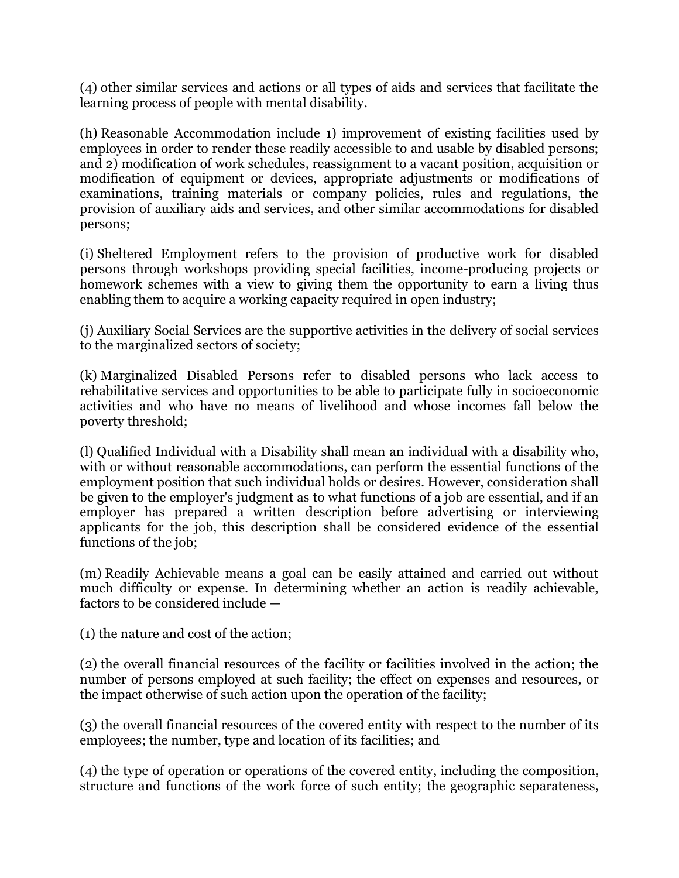(4) other similar services and actions or all types of aids and services that facilitate the learning process of people with mental disability.

(h) Reasonable Accommodation include 1) improvement of existing facilities used by employees in order to render these readily accessible to and usable by disabled persons; and 2) modification of work schedules, reassignment to a vacant position, acquisition or modification of equipment or devices, appropriate adjustments or modifications of examinations, training materials or company policies, rules and regulations, the provision of auxiliary aids and services, and other similar accommodations for disabled persons;

(i) Sheltered Employment refers to the provision of productive work for disabled persons through workshops providing special facilities, income-producing projects or homework schemes with a view to giving them the opportunity to earn a living thus enabling them to acquire a working capacity required in open industry;

(j) Auxiliary Social Services are the supportive activities in the delivery of social services to the marginalized sectors of society;

(k) Marginalized Disabled Persons refer to disabled persons who lack access to rehabilitative services and opportunities to be able to participate fully in socioeconomic activities and who have no means of livelihood and whose incomes fall below the poverty threshold;

(l) Qualified Individual with a Disability shall mean an individual with a disability who, with or without reasonable accommodations, can perform the essential functions of the employment position that such individual holds or desires. However, consideration shall be given to the employer's judgment as to what functions of a job are essential, and if an employer has prepared a written description before advertising or interviewing applicants for the job, this description shall be considered evidence of the essential functions of the job;

(m) Readily Achievable means a goal can be easily attained and carried out without much difficulty or expense. In determining whether an action is readily achievable, factors to be considered include —

(1) the nature and cost of the action;

(2) the overall financial resources of the facility or facilities involved in the action; the number of persons employed at such facility; the effect on expenses and resources, or the impact otherwise of such action upon the operation of the facility;

(3) the overall financial resources of the covered entity with respect to the number of its employees; the number, type and location of its facilities; and

(4) the type of operation or operations of the covered entity, including the composition, structure and functions of the work force of such entity; the geographic separateness,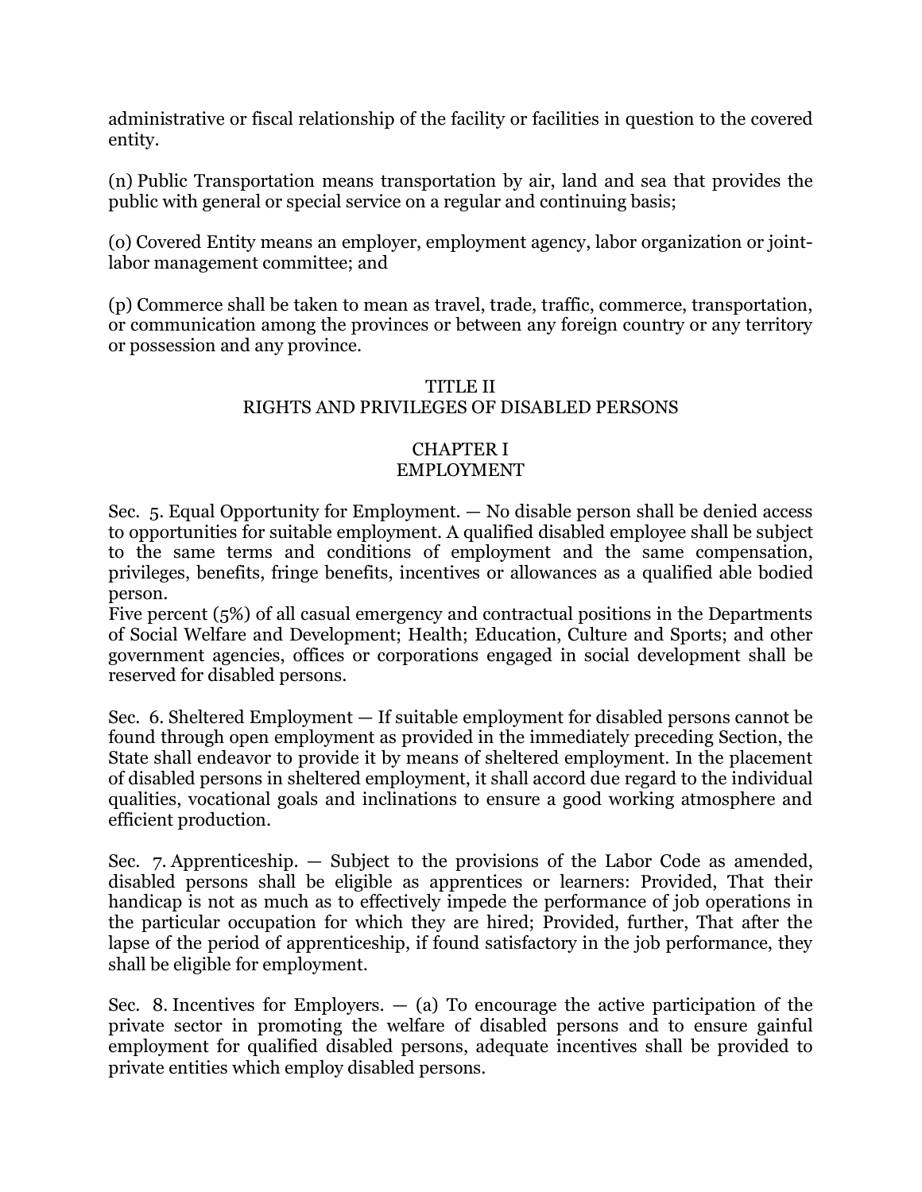administrative or fiscal relationship of the facility or facilities in question to the covered entity.

(n) Public Transportation means transportation by air, land and sea that provides the public with general or special service on a regular and continuing basis;

(o) Covered Entity means an employer, employment agency, labor organization or joint-labor management committee; and

(p) Commerce shall be taken to mean as travel, trade, traffic, commerce, transportation, or communication among the provinces or between any foreign country or any territory or possession and any province.

## TITLE II
## RIGHTS AND PRIVILEGES OF DISABLED PERSONS

### CHAPTER I
### EMPLOYMENT

Sec. 5. Equal Opportunity for Employment. — No disable person shall be denied access to opportunities for suitable employment. A qualified disabled employee shall be subject to the same terms and conditions of employment and the same compensation, privileges, benefits, fringe benefits, incentives or allowances as a qualified able bodied person.
Five percent (5%) of all casual emergency and contractual positions in the Departments of Social Welfare and Development; Health; Education, Culture and Sports; and other government agencies, offices or corporations engaged in social development shall be reserved for disabled persons.

Sec. 6. Sheltered Employment — If suitable employment for disabled persons cannot be found through open employment as provided in the immediately preceding Section, the State shall endeavor to provide it by means of sheltered employment. In the placement of disabled persons in sheltered employment, it shall accord due regard to the individual qualities, vocational goals and inclinations to ensure a good working atmosphere and efficient production.

Sec. 7. Apprenticeship. — Subject to the provisions of the Labor Code as amended, disabled persons shall be eligible as apprentices or learners: Provided, That their handicap is not as much as to effectively impede the performance of job operations in the particular occupation for which they are hired; Provided, further, That after the lapse of the period of apprenticeship, if found satisfactory in the job performance, they shall be eligible for employment.

Sec. 8. Incentives for Employers. — (a) To encourage the active participation of the private sector in promoting the welfare of disabled persons and to ensure gainful employment for qualified disabled persons, adequate incentives shall be provided to private entities which employ disabled persons.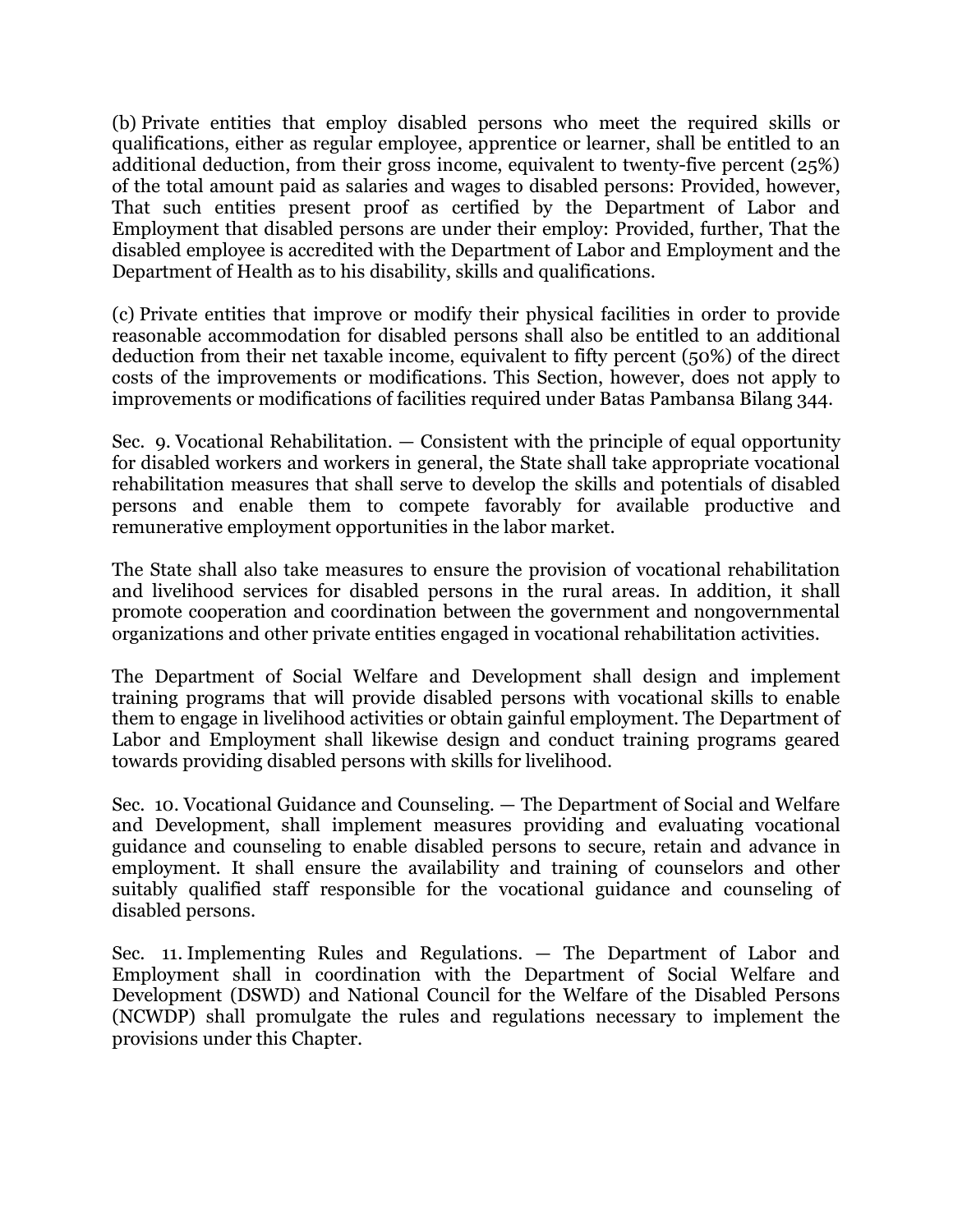(b) Private entities that employ disabled persons who meet the required skills or qualifications, either as regular employee, apprentice or learner, shall be entitled to an additional deduction, from their gross income, equivalent to twenty-five percent (25%) of the total amount paid as salaries and wages to disabled persons: Provided, however, That such entities present proof as certified by the Department of Labor and Employment that disabled persons are under their employ: Provided, further, That the disabled employee is accredited with the Department of Labor and Employment and the Department of Health as to his disability, skills and qualifications.

(c) Private entities that improve or modify their physical facilities in order to provide reasonable accommodation for disabled persons shall also be entitled to an additional deduction from their net taxable income, equivalent to fifty percent (50%) of the direct costs of the improvements or modifications. This Section, however, does not apply to improvements or modifications of facilities required under Batas Pambansa Bilang 344.

Sec. 9. Vocational Rehabilitation. — Consistent with the principle of equal opportunity for disabled workers and workers in general, the State shall take appropriate vocational rehabilitation measures that shall serve to develop the skills and potentials of disabled persons and enable them to compete favorably for available productive and remunerative employment opportunities in the labor market.

The State shall also take measures to ensure the provision of vocational rehabilitation and livelihood services for disabled persons in the rural areas. In addition, it shall promote cooperation and coordination between the government and nongovernmental organizations and other private entities engaged in vocational rehabilitation activities.

The Department of Social Welfare and Development shall design and implement training programs that will provide disabled persons with vocational skills to enable them to engage in livelihood activities or obtain gainful employment. The Department of Labor and Employment shall likewise design and conduct training programs geared towards providing disabled persons with skills for livelihood.

Sec. 10. Vocational Guidance and Counseling. — The Department of Social and Welfare and Development, shall implement measures providing and evaluating vocational guidance and counseling to enable disabled persons to secure, retain and advance in employment. It shall ensure the availability and training of counselors and other suitably qualified staff responsible for the vocational guidance and counseling of disabled persons.

Sec. 11. Implementing Rules and Regulations. — The Department of Labor and Employment shall in coordination with the Department of Social Welfare and Development (DSWD) and National Council for the Welfare of the Disabled Persons (NCWDP) shall promulgate the rules and regulations necessary to implement the provisions under this Chapter.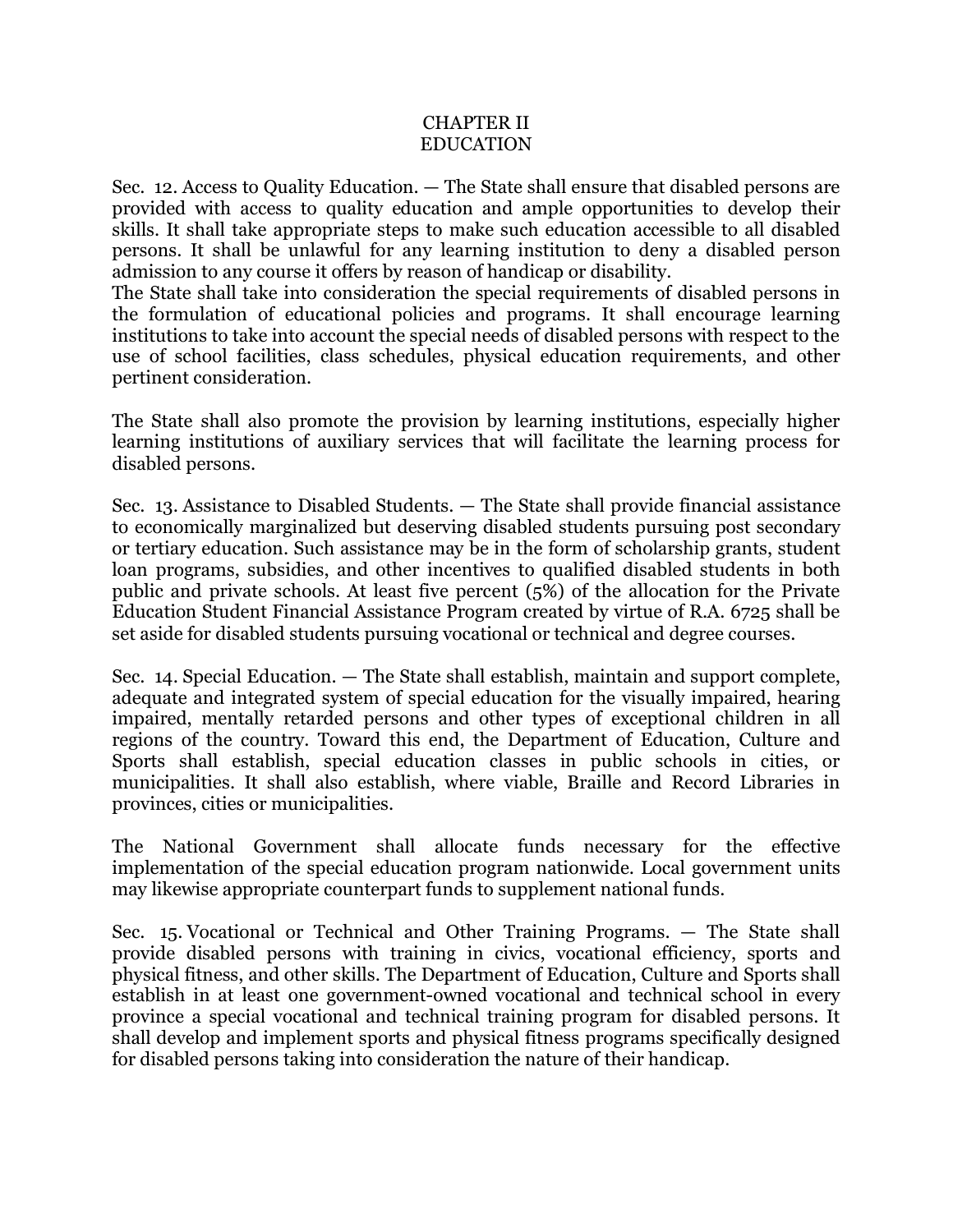# CHAPTER II
# EDUCATION

Sec. 12. Access to Quality Education. — The State shall ensure that disabled persons are provided with access to quality education and ample opportunities to develop their skills. It shall take appropriate steps to make such education accessible to all disabled persons. It shall be unlawful for any learning institution to deny a disabled person admission to any course it offers by reason of handicap or disability.
The State shall take into consideration the special requirements of disabled persons in the formulation of educational policies and programs. It shall encourage learning institutions to take into account the special needs of disabled persons with respect to the use of school facilities, class schedules, physical education requirements, and other pertinent consideration.

The State shall also promote the provision by learning institutions, especially higher learning institutions of auxiliary services that will facilitate the learning process for disabled persons.

Sec. 13. Assistance to Disabled Students. — The State shall provide financial assistance to economically marginalized but deserving disabled students pursuing post secondary or tertiary education. Such assistance may be in the form of scholarship grants, student loan programs, subsidies, and other incentives to qualified disabled students in both public and private schools. At least five percent (5%) of the allocation for the Private Education Student Financial Assistance Program created by virtue of R.A. 6725 shall be set aside for disabled students pursuing vocational or technical and degree courses.

Sec. 14. Special Education. — The State shall establish, maintain and support complete, adequate and integrated system of special education for the visually impaired, hearing impaired, mentally retarded persons and other types of exceptional children in all regions of the country. Toward this end, the Department of Education, Culture and Sports shall establish, special education classes in public schools in cities, or municipalities. It shall also establish, where viable, Braille and Record Libraries in provinces, cities or municipalities.

The National Government shall allocate funds necessary for the effective implementation of the special education program nationwide. Local government units may likewise appropriate counterpart funds to supplement national funds.

Sec. 15. Vocational or Technical and Other Training Programs. — The State shall provide disabled persons with training in civics, vocational efficiency, sports and physical fitness, and other skills. The Department of Education, Culture and Sports shall establish in at least one government-owned vocational and technical school in every province a special vocational and technical training program for disabled persons. It shall develop and implement sports and physical fitness programs specifically designed for disabled persons taking into consideration the nature of their handicap.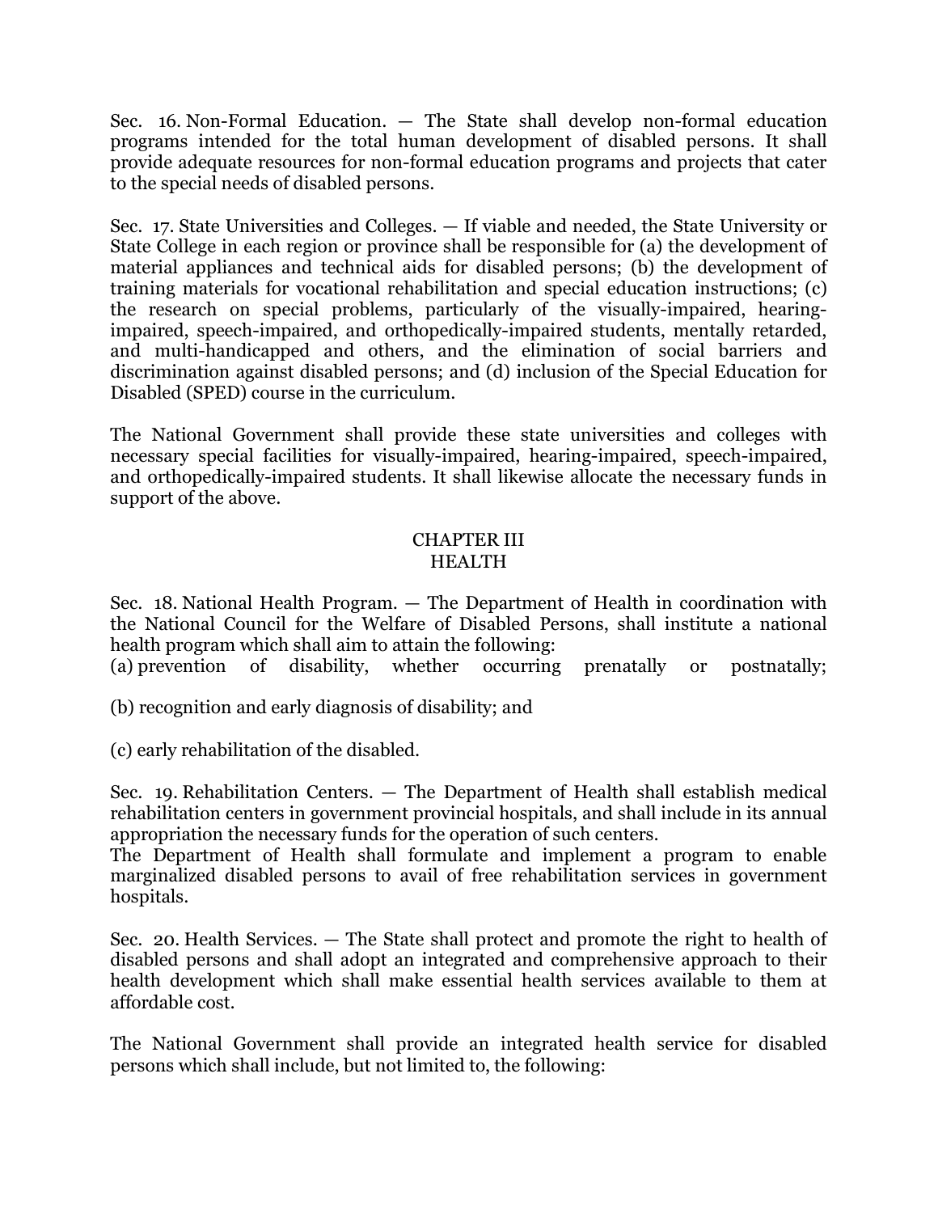Sec. 16. Non-Formal Education. — The State shall develop non-formal education programs intended for the total human development of disabled persons. It shall provide adequate resources for non-formal education programs and projects that cater to the special needs of disabled persons.

Sec. 17. State Universities and Colleges. — If viable and needed, the State University or State College in each region or province shall be responsible for (a) the development of material appliances and technical aids for disabled persons; (b) the development of training materials for vocational rehabilitation and special education instructions; (c) the research on special problems, particularly of the visually-impaired, hearing-impaired, speech-impaired, and orthopedically-impaired students, mentally retarded, and multi-handicapped and others, and the elimination of social barriers and discrimination against disabled persons; and (d) inclusion of the Special Education for Disabled (SPED) course in the curriculum.

The National Government shall provide these state universities and colleges with necessary special facilities for visually-impaired, hearing-impaired, speech-impaired, and orthopedically-impaired students. It shall likewise allocate the necessary funds in support of the above.

## CHAPTER III
## HEALTH

Sec. 18. National Health Program. — The Department of Health in coordination with the National Council for the Welfare of Disabled Persons, shall institute a national health program which shall aim to attain the following:

(a) prevention of disability, whether occurring prenatally or postnatally;

(b) recognition and early diagnosis of disability; and

(c) early rehabilitation of the disabled.

Sec. 19. Rehabilitation Centers. — The Department of Health shall establish medical rehabilitation centers in government provincial hospitals, and shall include in its annual appropriation the necessary funds for the operation of such centers.

The Department of Health shall formulate and implement a program to enable marginalized disabled persons to avail of free rehabilitation services in government hospitals.

Sec. 20. Health Services. — The State shall protect and promote the right to health of disabled persons and shall adopt an integrated and comprehensive approach to their health development which shall make essential health services available to them at affordable cost.

The National Government shall provide an integrated health service for disabled persons which shall include, but not limited to, the following: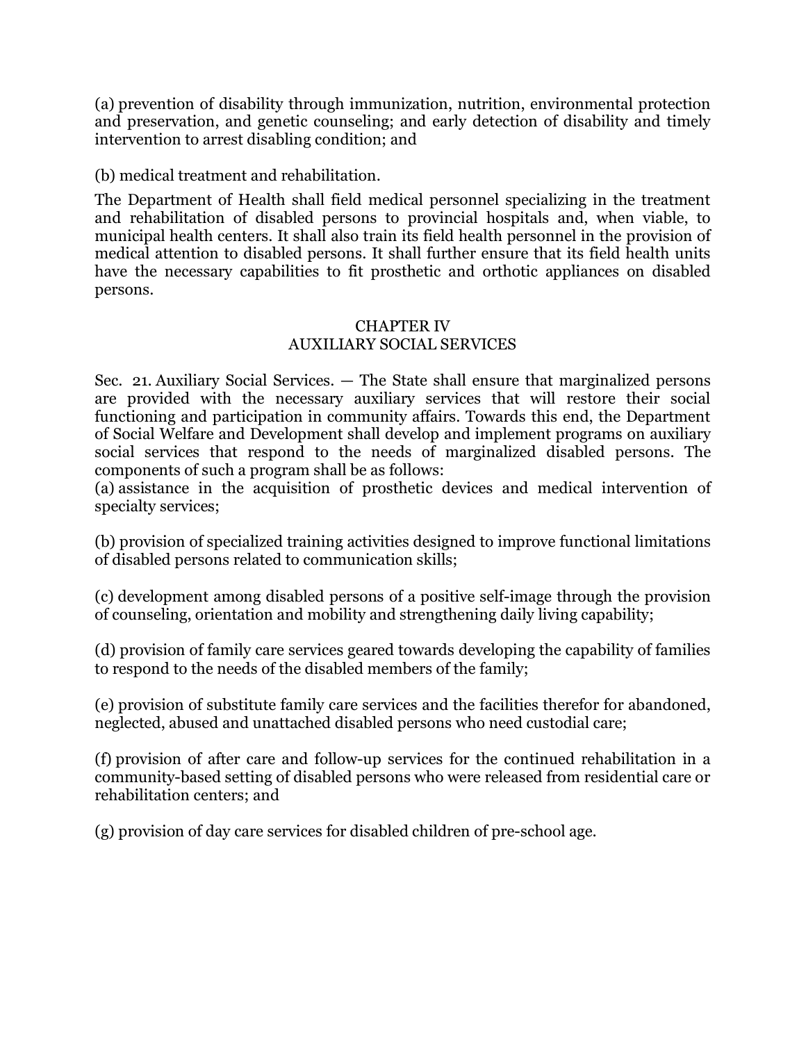(a) prevention of disability through immunization, nutrition, environmental protection and preservation, and genetic counseling; and early detection of disability and timely intervention to arrest disabling condition; and

(b) medical treatment and rehabilitation.

The Department of Health shall field medical personnel specializing in the treatment and rehabilitation of disabled persons to provincial hospitals and, when viable, to municipal health centers. It shall also train its field health personnel in the provision of medical attention to disabled persons. It shall further ensure that its field health units have the necessary capabilities to fit prosthetic and orthotic appliances on disabled persons.

## CHAPTER IV
## AUXILIARY SOCIAL SERVICES

Sec. 21. Auxiliary Social Services. — The State shall ensure that marginalized persons are provided with the necessary auxiliary services that will restore their social functioning and participation in community affairs. Towards this end, the Department of Social Welfare and Development shall develop and implement programs on auxiliary social services that respond to the needs of marginalized disabled persons. The components of such a program shall be as follows:

(a) assistance in the acquisition of prosthetic devices and medical intervention of specialty services;

(b) provision of specialized training activities designed to improve functional limitations of disabled persons related to communication skills;

(c) development among disabled persons of a positive self-image through the provision of counseling, orientation and mobility and strengthening daily living capability;

(d) provision of family care services geared towards developing the capability of families to respond to the needs of the disabled members of the family;

(e) provision of substitute family care services and the facilities therefor for abandoned, neglected, abused and unattached disabled persons who need custodial care;

(f) provision of after care and follow-up services for the continued rehabilitation in a community-based setting of disabled persons who were released from residential care or rehabilitation centers; and

(g) provision of day care services for disabled children of pre-school age.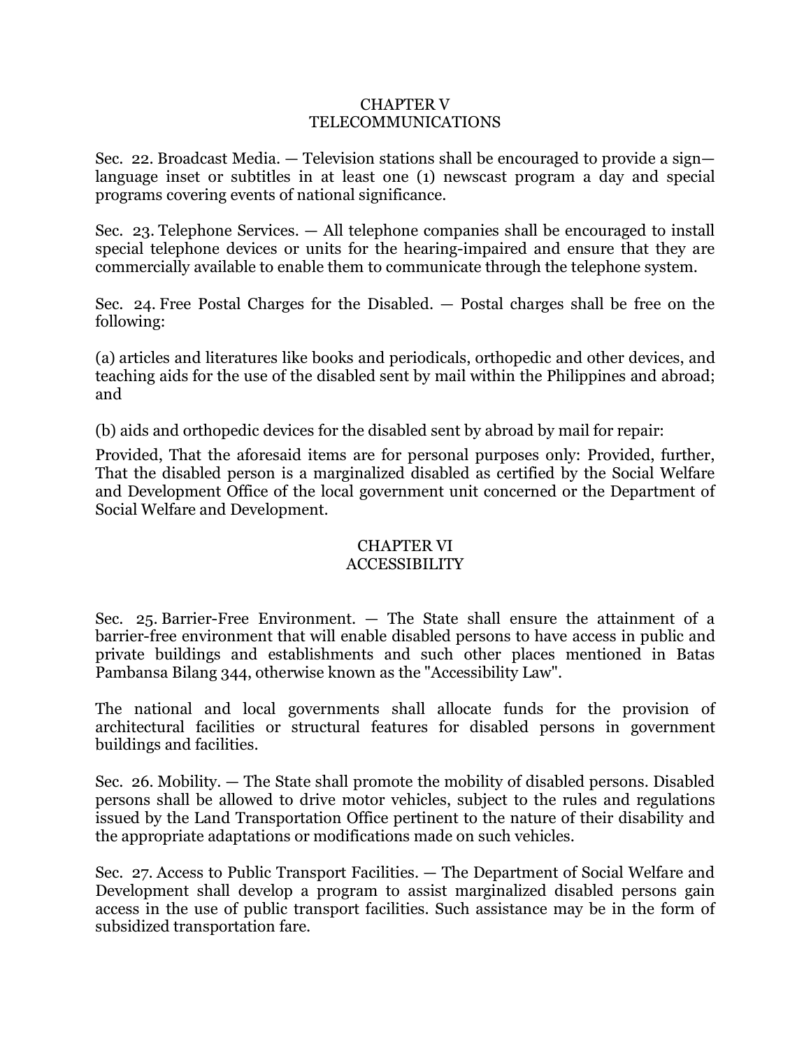## CHAPTER V
## TELECOMMUNICATIONS

Sec. 22. Broadcast Media. — Television stations shall be encouraged to provide a sign—language inset or subtitles in at least one (1) newscast program a day and special programs covering events of national significance.

Sec. 23. Telephone Services. — All telephone companies shall be encouraged to install special telephone devices or units for the hearing-impaired and ensure that they are commercially available to enable them to communicate through the telephone system.

Sec. 24. Free Postal Charges for the Disabled. — Postal charges shall be free on the following:

(a) articles and literatures like books and periodicals, orthopedic and other devices, and teaching aids for the use of the disabled sent by mail within the Philippines and abroad; and

(b) aids and orthopedic devices for the disabled sent by abroad by mail for repair:

Provided, That the aforesaid items are for personal purposes only: Provided, further, That the disabled person is a marginalized disabled as certified by the Social Welfare and Development Office of the local government unit concerned or the Department of Social Welfare and Development.

## CHAPTER VI
## ACCESSIBILITY

Sec. 25. Barrier-Free Environment. — The State shall ensure the attainment of a barrier-free environment that will enable disabled persons to have access in public and private buildings and establishments and such other places mentioned in Batas Pambansa Bilang 344, otherwise known as the "Accessibility Law".

The national and local governments shall allocate funds for the provision of architectural facilities or structural features for disabled persons in government buildings and facilities.

Sec. 26. Mobility. — The State shall promote the mobility of disabled persons. Disabled persons shall be allowed to drive motor vehicles, subject to the rules and regulations issued by the Land Transportation Office pertinent to the nature of their disability and the appropriate adaptations or modifications made on such vehicles.

Sec. 27. Access to Public Transport Facilities. — The Department of Social Welfare and Development shall develop a program to assist marginalized disabled persons gain access in the use of public transport facilities. Such assistance may be in the form of subsidized transportation fare.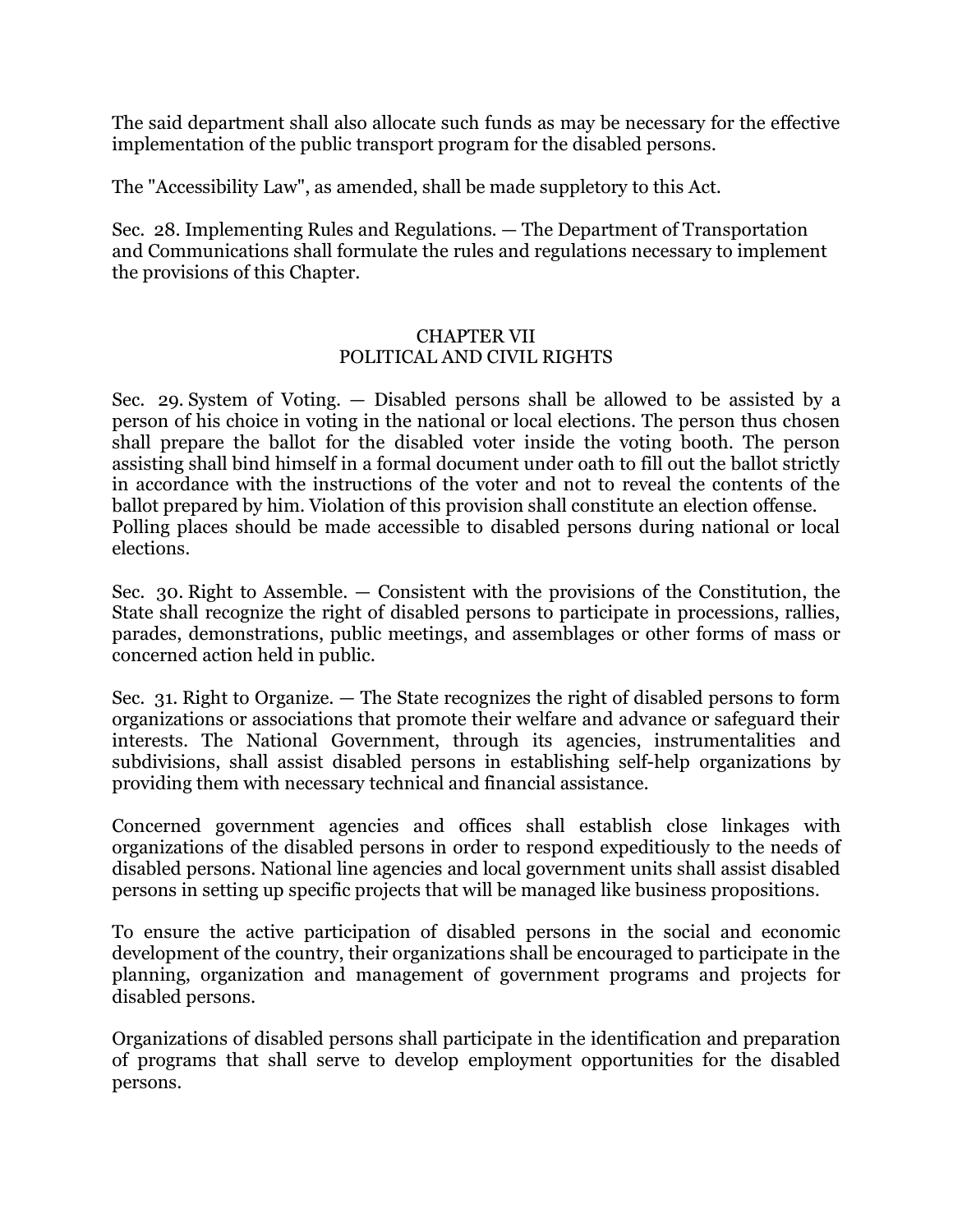The said department shall also allocate such funds as may be necessary for the effective implementation of the public transport program for the disabled persons.

The "Accessibility Law", as amended, shall be made suppletory to this Act.

Sec. 28. Implementing Rules and Regulations. — The Department of Transportation and Communications shall formulate the rules and regulations necessary to implement the provisions of this Chapter.

## CHAPTER VII
## POLITICAL AND CIVIL RIGHTS

Sec. 29. System of Voting. — Disabled persons shall be allowed to be assisted by a person of his choice in voting in the national or local elections. The person thus chosen shall prepare the ballot for the disabled voter inside the voting booth. The person assisting shall bind himself in a formal document under oath to fill out the ballot strictly in accordance with the instructions of the voter and not to reveal the contents of the ballot prepared by him. Violation of this provision shall constitute an election offense. Polling places should be made accessible to disabled persons during national or local elections.

Sec. 30. Right to Assemble. — Consistent with the provisions of the Constitution, the State shall recognize the right of disabled persons to participate in processions, rallies, parades, demonstrations, public meetings, and assemblages or other forms of mass or concerned action held in public.

Sec. 31. Right to Organize. — The State recognizes the right of disabled persons to form organizations or associations that promote their welfare and advance or safeguard their interests. The National Government, through its agencies, instrumentalities and subdivisions, shall assist disabled persons in establishing self-help organizations by providing them with necessary technical and financial assistance.

Concerned government agencies and offices shall establish close linkages with organizations of the disabled persons in order to respond expeditiously to the needs of disabled persons. National line agencies and local government units shall assist disabled persons in setting up specific projects that will be managed like business propositions.

To ensure the active participation of disabled persons in the social and economic development of the country, their organizations shall be encouraged to participate in the planning, organization and management of government programs and projects for disabled persons.

Organizations of disabled persons shall participate in the identification and preparation of programs that shall serve to develop employment opportunities for the disabled persons.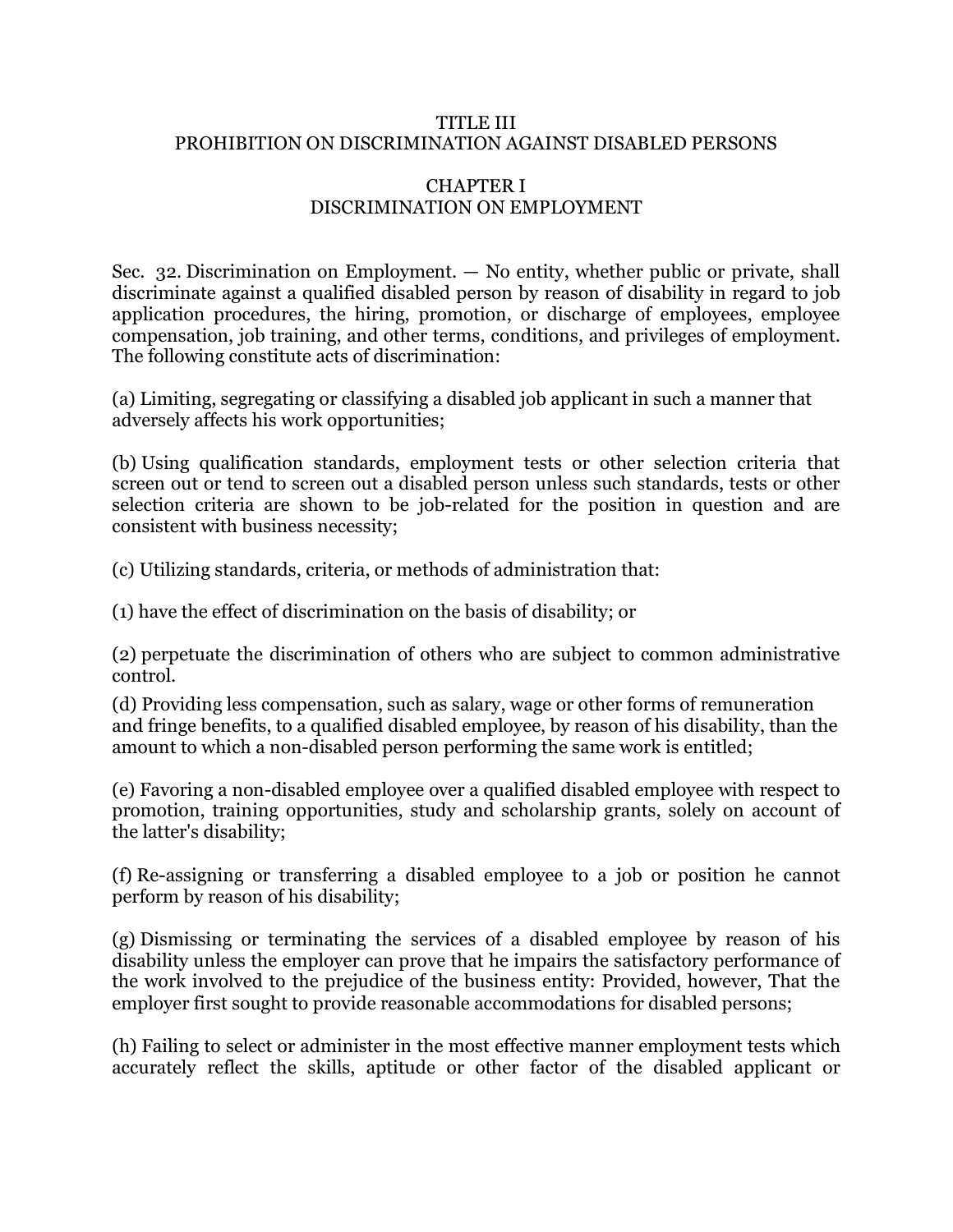# TITLE III
# PROHIBITION ON DISCRIMINATION AGAINST DISABLED PERSONS

## CHAPTER I
## DISCRIMINATION ON EMPLOYMENT

Sec. 32. Discrimination on Employment. — No entity, whether public or private, shall discriminate against a qualified disabled person by reason of disability in regard to job application procedures, the hiring, promotion, or discharge of employees, employee compensation, job training, and other terms, conditions, and privileges of employment. The following constitute acts of discrimination:

(a) Limiting, segregating or classifying a disabled job applicant in such a manner that adversely affects his work opportunities;

(b) Using qualification standards, employment tests or other selection criteria that screen out or tend to screen out a disabled person unless such standards, tests or other selection criteria are shown to be job-related for the position in question and are consistent with business necessity;

(c) Utilizing standards, criteria, or methods of administration that:

(1) have the effect of discrimination on the basis of disability; or

(2) perpetuate the discrimination of others who are subject to common administrative control.

(d) Providing less compensation, such as salary, wage or other forms of remuneration and fringe benefits, to a qualified disabled employee, by reason of his disability, than the amount to which a non-disabled person performing the same work is entitled;

(e) Favoring a non-disabled employee over a qualified disabled employee with respect to promotion, training opportunities, study and scholarship grants, solely on account of the latter's disability;

(f) Re-assigning or transferring a disabled employee to a job or position he cannot perform by reason of his disability;

(g) Dismissing or terminating the services of a disabled employee by reason of his disability unless the employer can prove that he impairs the satisfactory performance of the work involved to the prejudice of the business entity: Provided, however, That the employer first sought to provide reasonable accommodations for disabled persons;

(h) Failing to select or administer in the most effective manner employment tests which accurately reflect the skills, aptitude or other factor of the disabled applicant or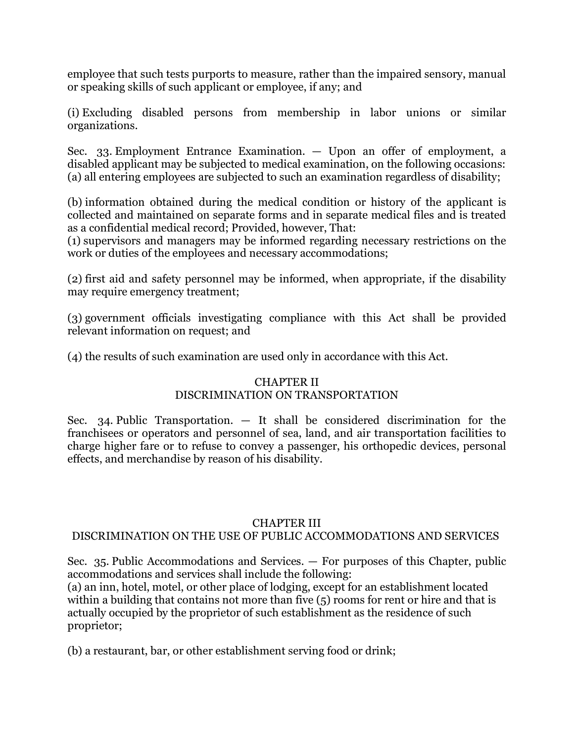employee that such tests purports to measure, rather than the impaired sensory, manual or speaking skills of such applicant or employee, if any; and

(i) Excluding disabled persons from membership in labor unions or similar organizations.

Sec. 33. Employment Entrance Examination. — Upon an offer of employment, a disabled applicant may be subjected to medical examination, on the following occasions:
(a) all entering employees are subjected to such an examination regardless of disability;

(b) information obtained during the medical condition or history of the applicant is collected and maintained on separate forms and in separate medical files and is treated as a confidential medical record; Provided, however, That:
(1) supervisors and managers may be informed regarding necessary restrictions on the work or duties of the employees and necessary accommodations;

(2) first aid and safety personnel may be informed, when appropriate, if the disability may require emergency treatment;

(3) government officials investigating compliance with this Act shall be provided relevant information on request; and

(4) the results of such examination are used only in accordance with this Act.

## CHAPTER II
## DISCRIMINATION ON TRANSPORTATION

Sec. 34. Public Transportation. — It shall be considered discrimination for the franchisees or operators and personnel of sea, land, and air transportation facilities to charge higher fare or to refuse to convey a passenger, his orthopedic devices, personal effects, and merchandise by reason of his disability.

## CHAPTER III
## DISCRIMINATION ON THE USE OF PUBLIC ACCOMMODATIONS AND SERVICES

Sec. 35. Public Accommodations and Services. — For purposes of this Chapter, public accommodations and services shall include the following:
(a) an inn, hotel, motel, or other place of lodging, except for an establishment located within a building that contains not more than five (5) rooms for rent or hire and that is actually occupied by the proprietor of such establishment as the residence of such proprietor;

(b) a restaurant, bar, or other establishment serving food or drink;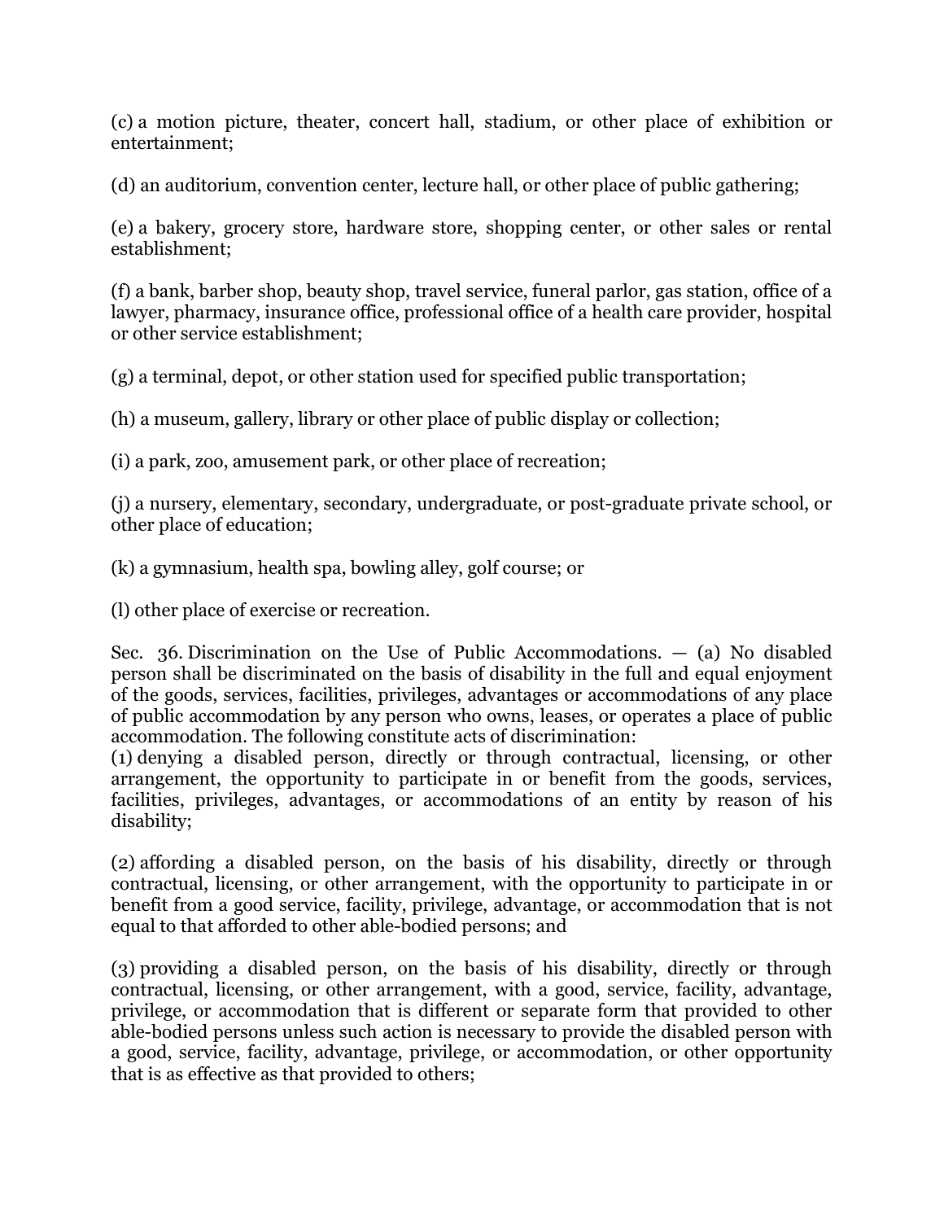(c) a motion picture, theater, concert hall, stadium, or other place of exhibition or entertainment;

(d) an auditorium, convention center, lecture hall, or other place of public gathering;

(e) a bakery, grocery store, hardware store, shopping center, or other sales or rental establishment;

(f) a bank, barber shop, beauty shop, travel service, funeral parlor, gas station, office of a lawyer, pharmacy, insurance office, professional office of a health care provider, hospital or other service establishment;

(g) a terminal, depot, or other station used for specified public transportation;

(h) a museum, gallery, library or other place of public display or collection;

(i) a park, zoo, amusement park, or other place of recreation;

(j) a nursery, elementary, secondary, undergraduate, or post-graduate private school, or other place of education;

(k) a gymnasium, health spa, bowling alley, golf course; or

(l) other place of exercise or recreation.

Sec. 36. Discrimination on the Use of Public Accommodations. — (a) No disabled person shall be discriminated on the basis of disability in the full and equal enjoyment of the goods, services, facilities, privileges, advantages or accommodations of any place of public accommodation by any person who owns, leases, or operates a place of public accommodation. The following constitute acts of discrimination:

(1) denying a disabled person, directly or through contractual, licensing, or other arrangement, the opportunity to participate in or benefit from the goods, services, facilities, privileges, advantages, or accommodations of an entity by reason of his disability;

(2) affording a disabled person, on the basis of his disability, directly or through contractual, licensing, or other arrangement, with the opportunity to participate in or benefit from a good service, facility, privilege, advantage, or accommodation that is not equal to that afforded to other able-bodied persons; and

(3) providing a disabled person, on the basis of his disability, directly or through contractual, licensing, or other arrangement, with a good, service, facility, advantage, privilege, or accommodation that is different or separate form that provided to other able-bodied persons unless such action is necessary to provide the disabled person with a good, service, facility, advantage, privilege, or accommodation, or other opportunity that is as effective as that provided to others;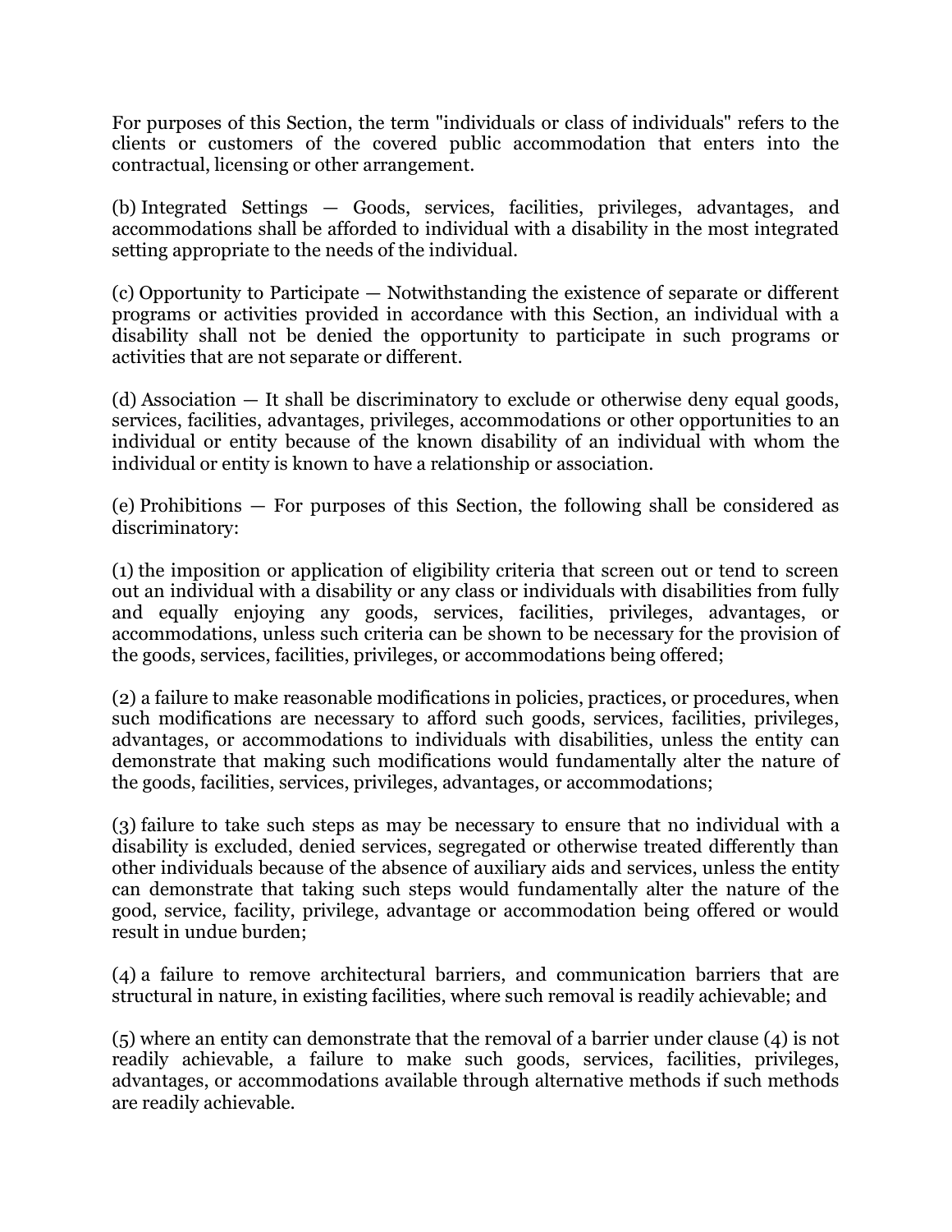For purposes of this Section, the term "individuals or class of individuals" refers to the clients or customers of the covered public accommodation that enters into the contractual, licensing or other arrangement.

(b) Integrated Settings — Goods, services, facilities, privileges, advantages, and accommodations shall be afforded to individual with a disability in the most integrated setting appropriate to the needs of the individual.

(c) Opportunity to Participate — Notwithstanding the existence of separate or different programs or activities provided in accordance with this Section, an individual with a disability shall not be denied the opportunity to participate in such programs or activities that are not separate or different.

(d) Association — It shall be discriminatory to exclude or otherwise deny equal goods, services, facilities, advantages, privileges, accommodations or other opportunities to an individual or entity because of the known disability of an individual with whom the individual or entity is known to have a relationship or association.

(e) Prohibitions — For purposes of this Section, the following shall be considered as discriminatory:

(1) the imposition or application of eligibility criteria that screen out or tend to screen out an individual with a disability or any class or individuals with disabilities from fully and equally enjoying any goods, services, facilities, privileges, advantages, or accommodations, unless such criteria can be shown to be necessary for the provision of the goods, services, facilities, privileges, or accommodations being offered;

(2) a failure to make reasonable modifications in policies, practices, or procedures, when such modifications are necessary to afford such goods, services, facilities, privileges, advantages, or accommodations to individuals with disabilities, unless the entity can demonstrate that making such modifications would fundamentally alter the nature of the goods, facilities, services, privileges, advantages, or accommodations;

(3) failure to take such steps as may be necessary to ensure that no individual with a disability is excluded, denied services, segregated or otherwise treated differently than other individuals because of the absence of auxiliary aids and services, unless the entity can demonstrate that taking such steps would fundamentally alter the nature of the good, service, facility, privilege, advantage or accommodation being offered or would result in undue burden;

(4) a failure to remove architectural barriers, and communication barriers that are structural in nature, in existing facilities, where such removal is readily achievable; and

(5) where an entity can demonstrate that the removal of a barrier under clause (4) is not readily achievable, a failure to make such goods, services, facilities, privileges, advantages, or accommodations available through alternative methods if such methods are readily achievable.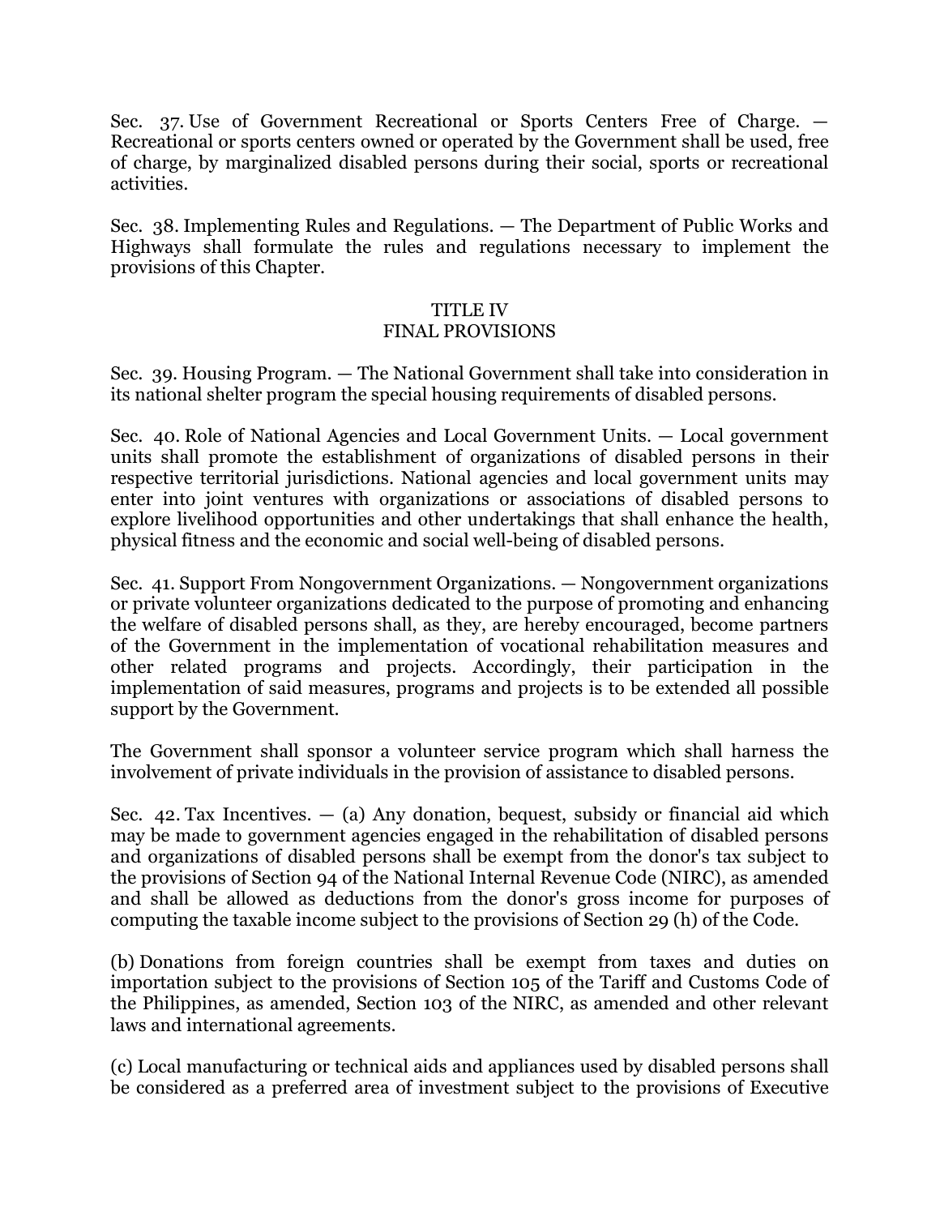Sec. 37. Use of Government Recreational or Sports Centers Free of Charge. — Recreational or sports centers owned or operated by the Government shall be used, free of charge, by marginalized disabled persons during their social, sports or recreational activities.

Sec. 38. Implementing Rules and Regulations. — The Department of Public Works and Highways shall formulate the rules and regulations necessary to implement the provisions of this Chapter.

## TITLE IV
## FINAL PROVISIONS

Sec. 39. Housing Program. — The National Government shall take into consideration in its national shelter program the special housing requirements of disabled persons.

Sec. 40. Role of National Agencies and Local Government Units. — Local government units shall promote the establishment of organizations of disabled persons in their respective territorial jurisdictions. National agencies and local government units may enter into joint ventures with organizations or associations of disabled persons to explore livelihood opportunities and other undertakings that shall enhance the health, physical fitness and the economic and social well-being of disabled persons.

Sec. 41. Support From Nongovernment Organizations. — Nongovernment organizations or private volunteer organizations dedicated to the purpose of promoting and enhancing the welfare of disabled persons shall, as they, are hereby encouraged, become partners of the Government in the implementation of vocational rehabilitation measures and other related programs and projects. Accordingly, their participation in the implementation of said measures, programs and projects is to be extended all possible support by the Government.

The Government shall sponsor a volunteer service program which shall harness the involvement of private individuals in the provision of assistance to disabled persons.

Sec. 42. Tax Incentives. — (a) Any donation, bequest, subsidy or financial aid which may be made to government agencies engaged in the rehabilitation of disabled persons and organizations of disabled persons shall be exempt from the donor's tax subject to the provisions of Section 94 of the National Internal Revenue Code (NIRC), as amended and shall be allowed as deductions from the donor's gross income for purposes of computing the taxable income subject to the provisions of Section 29 (h) of the Code.

(b) Donations from foreign countries shall be exempt from taxes and duties on importation subject to the provisions of Section 105 of the Tariff and Customs Code of the Philippines, as amended, Section 103 of the NIRC, as amended and other relevant laws and international agreements.

(c) Local manufacturing or technical aids and appliances used by disabled persons shall be considered as a preferred area of investment subject to the provisions of Executive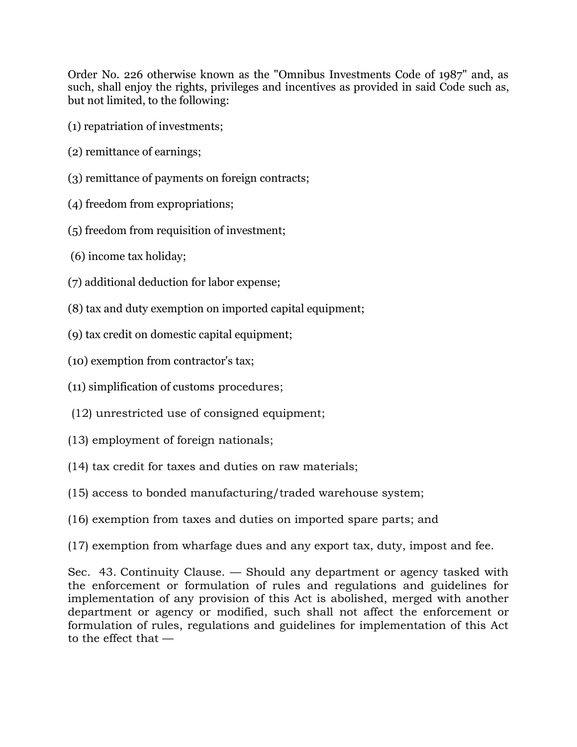Order No. 226 otherwise known as the "Omnibus Investments Code of 1987" and, as such, shall enjoy the rights, privileges and incentives as provided in said Code such as, but not limited, to the following:

(1) repatriation of investments;

(2) remittance of earnings;

(3) remittance of payments on foreign contracts;

(4) freedom from expropriations;

(5) freedom from requisition of investment;

(6) income tax holiday;

(7) additional deduction for labor expense;

(8) tax and duty exemption on imported capital equipment;

(9) tax credit on domestic capital equipment;

(10) exemption from contractor's tax;

(11) simplification of customs procedures;

(12) unrestricted use of consigned equipment;

(13) employment of foreign nationals;

(14) tax credit for taxes and duties on raw materials;

(15) access to bonded manufacturing/traded warehouse system;

(16) exemption from taxes and duties on imported spare parts; and

(17) exemption from wharfage dues and any export tax, duty, impost and fee.

Sec. 43. Continuity Clause. — Should any department or agency tasked with the enforcement or formulation of rules and regulations and guidelines for implementation of any provision of this Act is abolished, merged with another department or agency or modified, such shall not affect the enforcement or formulation of rules, regulations and guidelines for implementation of this Act to the effect that —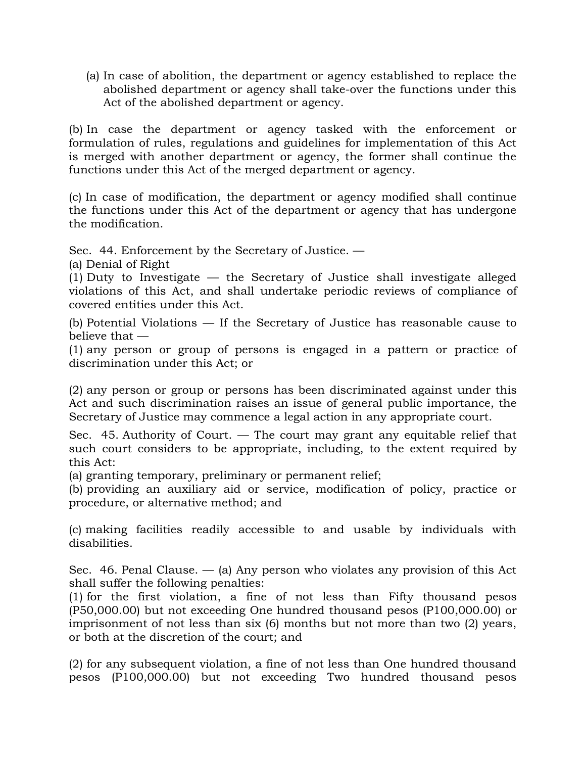(a) In case of abolition, the department or agency established to replace the abolished department or agency shall take-over the functions under this Act of the abolished department or agency.

(b) In case the department or agency tasked with the enforcement or formulation of rules, regulations and guidelines for implementation of this Act is merged with another department or agency, the former shall continue the functions under this Act of the merged department or agency.

(c) In case of modification, the department or agency modified shall continue the functions under this Act of the department or agency that has undergone the modification.

Sec. 44. Enforcement by the Secretary of Justice. —
(a) Denial of Right
(1) Duty to Investigate — the Secretary of Justice shall investigate alleged violations of this Act, and shall undertake periodic reviews of compliance of covered entities under this Act.

(b) Potential Violations — If the Secretary of Justice has reasonable cause to believe that —
(1) any person or group of persons is engaged in a pattern or practice of discrimination under this Act; or

(2) any person or group or persons has been discriminated against under this Act and such discrimination raises an issue of general public importance, the Secretary of Justice may commence a legal action in any appropriate court.

Sec. 45. Authority of Court. — The court may grant any equitable relief that such court considers to be appropriate, including, to the extent required by this Act:
(a) granting temporary, preliminary or permanent relief;
(b) providing an auxiliary aid or service, modification of policy, practice or procedure, or alternative method; and

(c) making facilities readily accessible to and usable by individuals with disabilities.

Sec. 46. Penal Clause. — (a) Any person who violates any provision of this Act shall suffer the following penalties:
(1) for the first violation, a fine of not less than Fifty thousand pesos (P50,000.00) but not exceeding One hundred thousand pesos (P100,000.00) or imprisonment of not less than six (6) months but not more than two (2) years, or both at the discretion of the court; and

(2) for any subsequent violation, a fine of not less than One hundred thousand pesos (P100,000.00) but not exceeding Two hundred thousand pesos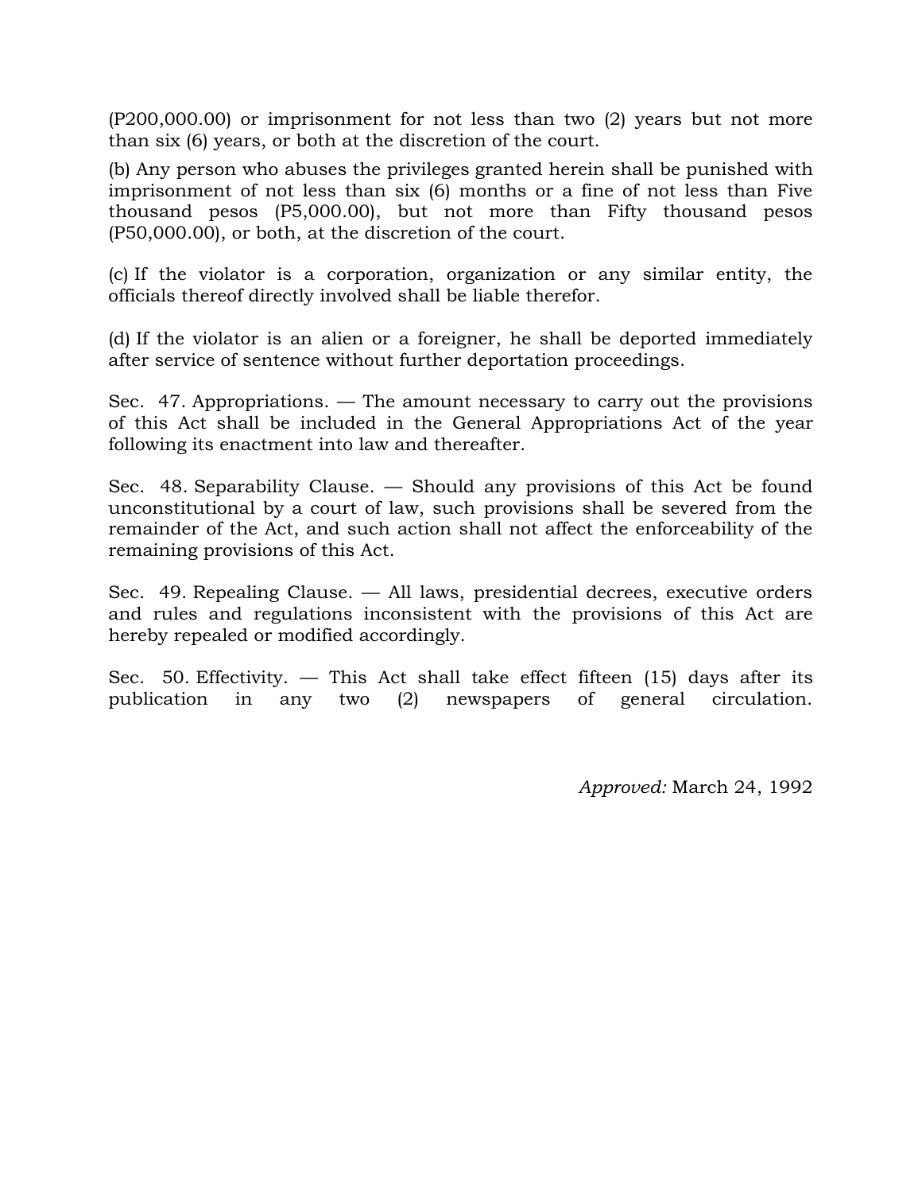(P200,000.00) or imprisonment for not less than two (2) years but not more than six (6) years, or both at the discretion of the court.

(b) Any person who abuses the privileges granted herein shall be punished with imprisonment of not less than six (6) months or a fine of not less than Five thousand pesos (P5,000.00), but not more than Fifty thousand pesos (P50,000.00), or both, at the discretion of the court.

(c) If the violator is a corporation, organization or any similar entity, the officials thereof directly involved shall be liable therefor.

(d) If the violator is an alien or a foreigner, he shall be deported immediately after service of sentence without further deportation proceedings.

Sec. 47. Appropriations. — The amount necessary to carry out the provisions of this Act shall be included in the General Appropriations Act of the year following its enactment into law and thereafter.

Sec. 48. Separability Clause. — Should any provisions of this Act be found unconstitutional by a court of law, such provisions shall be severed from the remainder of the Act, and such action shall not affect the enforceability of the remaining provisions of this Act.

Sec. 49. Repealing Clause. — All laws, presidential decrees, executive orders and rules and regulations inconsistent with the provisions of this Act are hereby repealed or modified accordingly.

Sec. 50. Effectivity. — This Act shall take effect fifteen (15) days after its publication in any two (2) newspapers of general circulation.

*Approved:* March 24, 1992